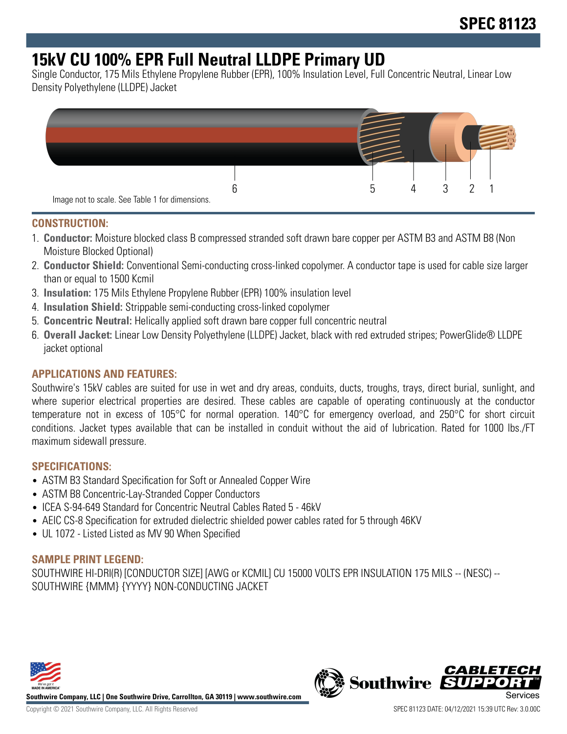SPEC 81123

# 15kV CU 100% EPR Full Neutral LLDPE Primary UD

Single Conductor, 175 Mils Ethylene Propylene Rubber (EPR), 100% Insulation Level, Full Concentric Neutral, Linear Low Density Polyethylene (LLDPE) Jacket

6 5 4 3 2 1

Image not to scale. See Table 1 for dimensions.

## CONSTRUCTION:

1. **Conductor:** Moisture blocked class B compressed stranded soft drawn bare copper per ASTM B3 and ASTM B8 (Non Moisture Blocked Optional)
2. **Conductor Shield:** Conventional Semi-conducting cross-linked copolymer. A conductor tape is used for cable size larger than or equal to 1500 Kcmil
3. **Insulation:** 175 Mils Ethylene Propylene Rubber (EPR) 100% insulation level
4. **Insulation Shield:** Strippable semi-conducting cross-linked copolymer
5. **Concentric Neutral:** Helically applied soft drawn bare copper full concentric neutral
6. **Overall Jacket:** Linear Low Density Polyethylene (LLDPE) Jacket, black with red extruded stripes; PowerGlide® LLDPE jacket optional

## APPLICATIONS AND FEATURES:

Southwire's 15kV cables are suited for use in wet and dry areas, conduits, ducts, troughs, trays, direct burial, sunlight, and where superior electrical properties are desired. These cables are capable of operating continuously at the conductor temperature not in excess of 105°C for normal operation. 140°C for emergency overload, and 250°C for short circuit conditions. Jacket types available that can be installed in conduit without the aid of lubrication. Rated for 1000 lbs./FT maximum sidewall pressure.

## SPECIFICATIONS:

- ASTM B3 Standard Specification for Soft or Annealed Copper Wire
- ASTM B8 Concentric-Lay-Stranded Copper Conductors
- ICEA S-94-649 Standard for Concentric Neutral Cables Rated 5 - 46kV
- AEIC CS-8 Specification for extruded dielectric shielded power cables rated for 5 through 46KV
- UL 1072 - Listed Listed as MV 90 When Specified

## SAMPLE PRINT LEGEND:

SOUTHWIRE HI-DRI(R) [CONDUCTOR SIZE] [AWG or KCMIL] CU 15000 VOLTS EPR INSULATION 175 MILS -- (NESC) -- SOUTHWIRE {MMM} {YYYY} NON-CONDUCTING JACKET

Southwire Company, LLC | One Southwire Drive, Carrollton, GA 30119 | www.southwire.com

Copyright © 2021 Southwire Company, LLC. All Rights Reserved

SPEC 81123 DATE: 04/12/2021 15:39 UTC Rev: 3.0.00C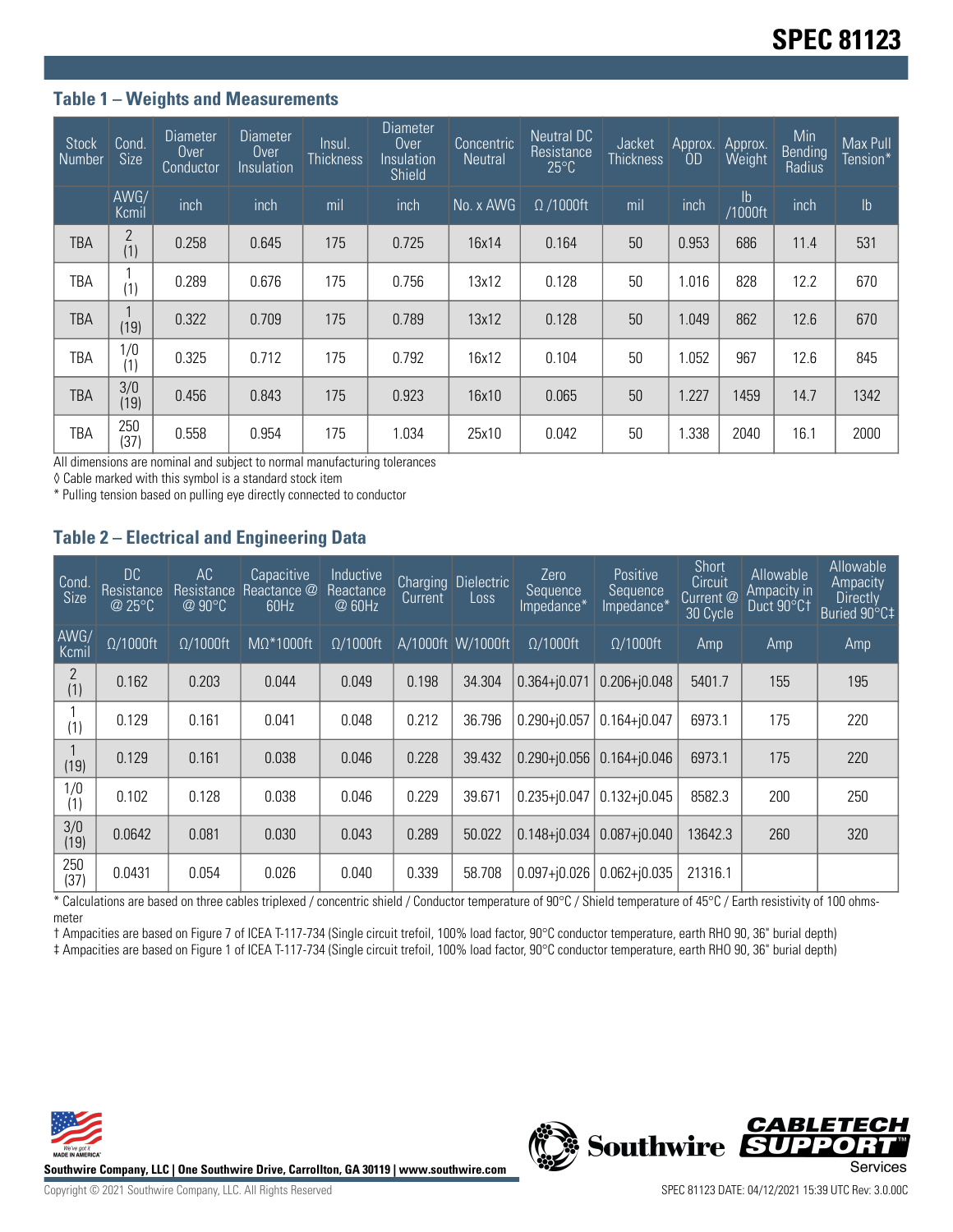# SPEC 81123

### Table 1 – Weights and Measurements

| Stock Number | Cond. Size | Diameter Over Conductor | Diameter Over Insulation | Insul. Thickness | Diameter Over Insulation Shield | Concentric Neutral | Neutral DC Resistance 25°C | Jacket Thickness | Approx. OD | Approx. Weight | Min Bending Radius | Max Pull Tension* |
|---|---|---|---|---|---|---|---|---|---|---|---|---|
| | AWG/ Kcmil | inch | inch | mil | inch | No. x AWG | Ω /1000ft | mil | inch | lb /1000ft | inch | lb |
| TBA | 2 (1) | 0.258 | 0.645 | 175 | 0.725 | 16x14 | 0.164 | 50 | 0.953 | 686 | 11.4 | 531 |
| TBA | 1 (1) | 0.289 | 0.676 | 175 | 0.756 | 13x12 | 0.128 | 50 | 1.016 | 828 | 12.2 | 670 |
| TBA | 1 (19) | 0.322 | 0.709 | 175 | 0.789 | 13x12 | 0.128 | 50 | 1.049 | 862 | 12.6 | 670 |
| TBA | 1/0 (1) | 0.325 | 0.712 | 175 | 0.792 | 16x12 | 0.104 | 50 | 1.052 | 967 | 12.6 | 845 |
| TBA | 3/0 (19) | 0.456 | 0.843 | 175 | 0.923 | 16x10 | 0.065 | 50 | 1.227 | 1459 | 14.7 | 1342 |
| TBA | 250 (37) | 0.558 | 0.954 | 175 | 1.034 | 25x10 | 0.042 | 50 | 1.338 | 2040 | 16.1 | 2000 |

All dimensions are nominal and subject to normal manufacturing tolerances

◊ Cable marked with this symbol is a standard stock item

* Pulling tension based on pulling eye directly connected to conductor

### Table 2 – Electrical and Engineering Data

| Cond. Size | DC Resistance @ 25°C | AC Resistance @ 90°C | Capacitive Reactance @ 60Hz | Inductive Reactance @ 60Hz | Charging Current | Dielectric Loss | Zero Sequence Impedance* | Positive Sequence Impedance* | Short Circuit Current @ 30 Cycle | Allowable Ampacity in Duct 90°C† | Allowable Ampacity Directly Buried 90°C‡ |
|---|---|---|---|---|---|---|---|---|---|---|---|
| AWG/ Kcmil | Ω/1000ft | Ω/1000ft | MΩ*1000ft | Ω/1000ft | A/1000ft | W/1000ft | Ω/1000ft | Ω/1000ft | Amp | Amp | Amp |
| 2 (1) | 0.162 | 0.203 | 0.044 | 0.049 | 0.198 | 34.304 | 0.364+j0.071 | 0.206+j0.048 | 5401.7 | 155 | 195 |
| 1 (1) | 0.129 | 0.161 | 0.041 | 0.048 | 0.212 | 36.796 | 0.290+j0.057 | 0.164+j0.047 | 6973.1 | 175 | 220 |
| 1 (19) | 0.129 | 0.161 | 0.038 | 0.046 | 0.228 | 39.432 | 0.290+j0.056 | 0.164+j0.046 | 6973.1 | 175 | 220 |
| 1/0 (1) | 0.102 | 0.128 | 0.038 | 0.046 | 0.229 | 39.671 | 0.235+j0.047 | 0.132+j0.045 | 8582.3 | 200 | 250 |
| 3/0 (19) | 0.0642 | 0.081 | 0.030 | 0.043 | 0.289 | 50.022 | 0.148+j0.034 | 0.087+j0.040 | 13642.3 | 260 | 320 |
| 250 (37) | 0.0431 | 0.054 | 0.026 | 0.040 | 0.339 | 58.708 | 0.097+j0.026 | 0.062+j0.035 | 21316.1 | | |

* Calculations are based on three cables triplexed / concentric shield / Conductor temperature of 90°C / Shield temperature of 45°C / Earth resistivity of 100 ohms-meter

† Ampacities are based on Figure 7 of ICEA T-117-734 (Single circuit trefoil, 100% load factor, 90°C conductor temperature, earth RHO 90, 36" burial depth)

‡ Ampacities are based on Figure 1 of ICEA T-117-734 (Single circuit trefoil, 100% load factor, 90°C conductor temperature, earth RHO 90, 36" burial depth)

Southwire Company, LLC | One Southwire Drive, Carrollton, GA 30119 | www.southwire.com

Copyright © 2021 Southwire Company, LLC. All Rights Reserved

SPEC 81123 DATE: 04/12/2021 15:39 UTC Rev: 3.0.00C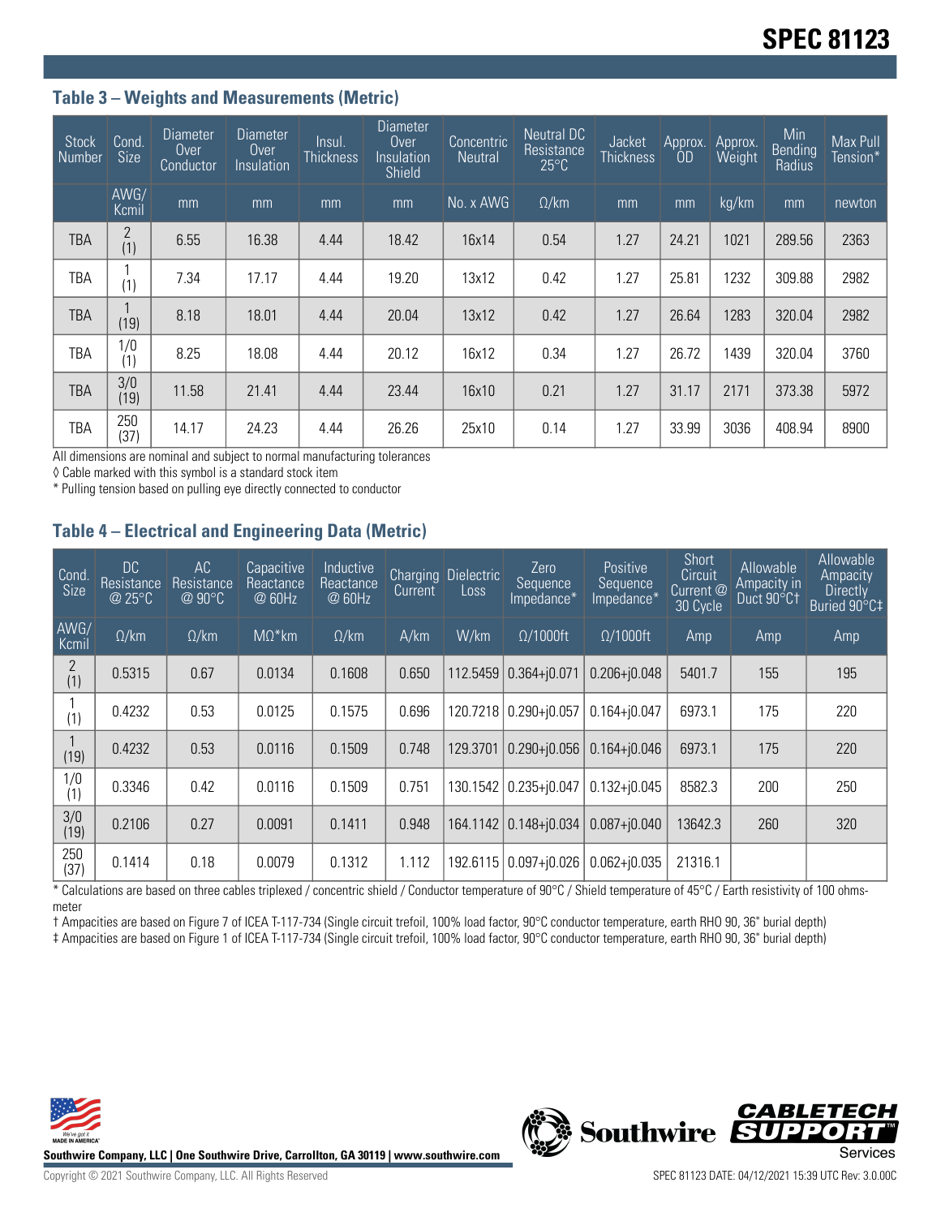## Table 3 – Weights and Measurements (Metric)

| Stock Number | Cond. Size | Diameter Over Conductor | Diameter Over Insulation | Insul. Thickness | Diameter Over Insulation Shield | Concentric Neutral | Neutral DC Resistance 25°C | Jacket Thickness | Approx. OD | Approx. Weight | Min Bending Radius | Max Pull Tension* |
|---|---|---|---|---|---|---|---|---|---|---|---|---|
| | AWG/ Kcmil | mm | mm | mm | mm | No. x AWG | Ω/km | mm | mm | kg/km | mm | newton |
| TBA | 2 (1) | 6.55 | 16.38 | 4.44 | 18.42 | 16x14 | 0.54 | 1.27 | 24.21 | 1021 | 289.56 | 2363 |
| TBA | 1 (1) | 7.34 | 17.17 | 4.44 | 19.20 | 13x12 | 0.42 | 1.27 | 25.81 | 1232 | 309.88 | 2982 |
| TBA | 1 (19) | 8.18 | 18.01 | 4.44 | 20.04 | 13x12 | 0.42 | 1.27 | 26.64 | 1283 | 320.04 | 2982 |
| TBA | 1/0 (1) | 8.25 | 18.08 | 4.44 | 20.12 | 16x12 | 0.34 | 1.27 | 26.72 | 1439 | 320.04 | 3760 |
| TBA | 3/0 (19) | 11.58 | 21.41 | 4.44 | 23.44 | 16x10 | 0.21 | 1.27 | 31.17 | 2171 | 373.38 | 5972 |
| TBA | 250 (37) | 14.17 | 24.23 | 4.44 | 26.26 | 25x10 | 0.14 | 1.27 | 33.99 | 3036 | 408.94 | 8900 |

All dimensions are nominal and subject to normal manufacturing tolerances

◊ Cable marked with this symbol is a standard stock item

* Pulling tension based on pulling eye directly connected to conductor

## Table 4 – Electrical and Engineering Data (Metric)

| Cond. Size | DC Resistance @ 25°C | AC Resistance @ 90°C | Capacitive Reactance @ 60Hz | Inductive Reactance @ 60Hz | Charging Current | Dielectric Loss | Zero Sequence Impedance* | Positive Sequence Impedance* | Short Circuit Current @ 30 Cycle | Allowable Ampacity in Duct 90°C† | Allowable Ampacity Directly Buried 90°C‡ |
|---|---|---|---|---|---|---|---|---|---|---|---|
| AWG/ Kcmil | Ω/km | Ω/km | MΩ*km | Ω/km | A/km | W/km | Ω/1000ft | Ω/1000ft | Amp | Amp | Amp |
| 2 (1) | 0.5315 | 0.67 | 0.0134 | 0.1608 | 0.650 | 112.5459 | 0.364+j0.071 | 0.206+j0.048 | 5401.7 | 155 | 195 |
| 1 (1) | 0.4232 | 0.53 | 0.0125 | 0.1575 | 0.696 | 120.7218 | 0.290+j0.057 | 0.164+j0.047 | 6973.1 | 175 | 220 |
| 1 (19) | 0.4232 | 0.53 | 0.0116 | 0.1509 | 0.748 | 129.3701 | 0.290+j0.056 | 0.164+j0.046 | 6973.1 | 175 | 220 |
| 1/0 (1) | 0.3346 | 0.42 | 0.0116 | 0.1509 | 0.751 | 130.1542 | 0.235+j0.047 | 0.132+j0.045 | 8582.3 | 200 | 250 |
| 3/0 (19) | 0.2106 | 0.27 | 0.0091 | 0.1411 | 0.948 | 164.1142 | 0.148+j0.034 | 0.087+j0.040 | 13642.3 | 260 | 320 |
| 250 (37) | 0.1414 | 0.18 | 0.0079 | 0.1312 | 1.112 | 192.6115 | 0.097+j0.026 | 0.062+j0.035 | 21316.1 | | |

* Calculations are based on three cables triplexed / concentric shield / Conductor temperature of 90°C / Shield temperature of 45°C / Earth resistivity of 100 ohms-meter

† Ampacities are based on Figure 7 of ICEA T-117-734 (Single circuit trefoil, 100% load factor, 90°C conductor temperature, earth RHO 90, 36" burial depth)

‡ Ampacities are based on Figure 1 of ICEA T-117-734 (Single circuit trefoil, 100% load factor, 90°C conductor temperature, earth RHO 90, 36" burial depth)